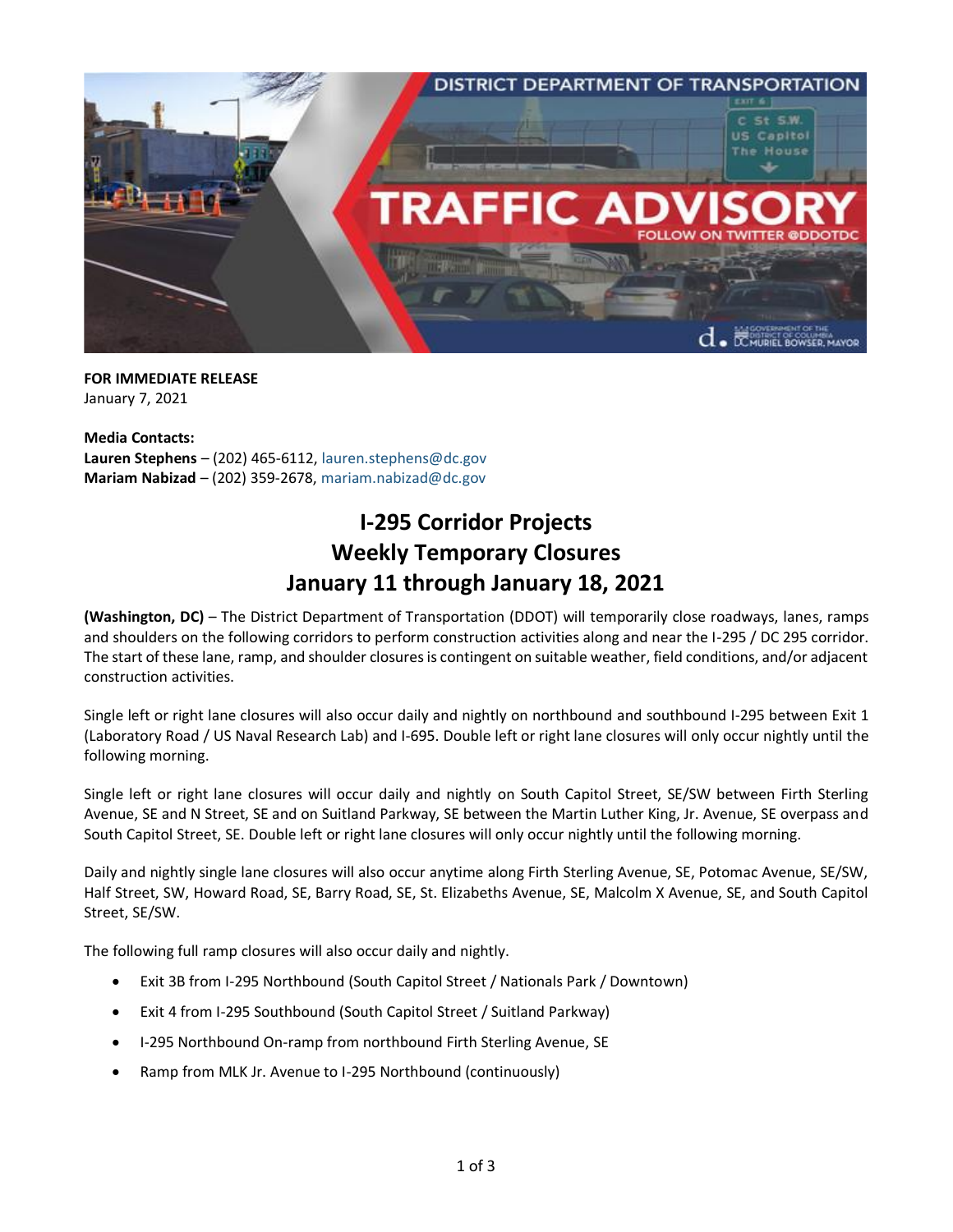**FOR IMMEDIATE RELEASE**
January 7, 2021

**Media Contacts:**
**Lauren Stephens** – (202) 465-6112, lauren.stephens@dc.gov
**Mariam Nabizad** – (202) 359-2678, mariam.nabizad@dc.gov

# I-295 Corridor Projects
# Weekly Temporary Closures
# January 11 through January 18, 2021

**(Washington, DC)** – The District Department of Transportation (DDOT) will temporarily close roadways, lanes, ramps and shoulders on the following corridors to perform construction activities along and near the I-295 / DC 295 corridor. The start of these lane, ramp, and shoulder closures is contingent on suitable weather, field conditions, and/or adjacent construction activities.

Single left or right lane closures will also occur daily and nightly on northbound and southbound I-295 between Exit 1 (Laboratory Road / US Naval Research Lab) and I-695. Double left or right lane closures will only occur nightly until the following morning.

Single left or right lane closures will occur daily and nightly on South Capitol Street, SE/SW between Firth Sterling Avenue, SE and N Street, SE and on Suitland Parkway, SE between the Martin Luther King, Jr. Avenue, SE overpass and South Capitol Street, SE. Double left or right lane closures will only occur nightly until the following morning.

Daily and nightly single lane closures will also occur anytime along Firth Sterling Avenue, SE, Potomac Avenue, SE/SW, Half Street, SW, Howard Road, SE, Barry Road, SE, St. Elizabeths Avenue, SE, Malcolm X Avenue, SE, and South Capitol Street, SE/SW.

The following full ramp closures will also occur daily and nightly.

- Exit 3B from I-295 Northbound (South Capitol Street / Nationals Park / Downtown)
- Exit 4 from I-295 Southbound (South Capitol Street / Suitland Parkway)
- I-295 Northbound On-ramp from northbound Firth Sterling Avenue, SE
- Ramp from MLK Jr. Avenue to I-295 Northbound (continuously)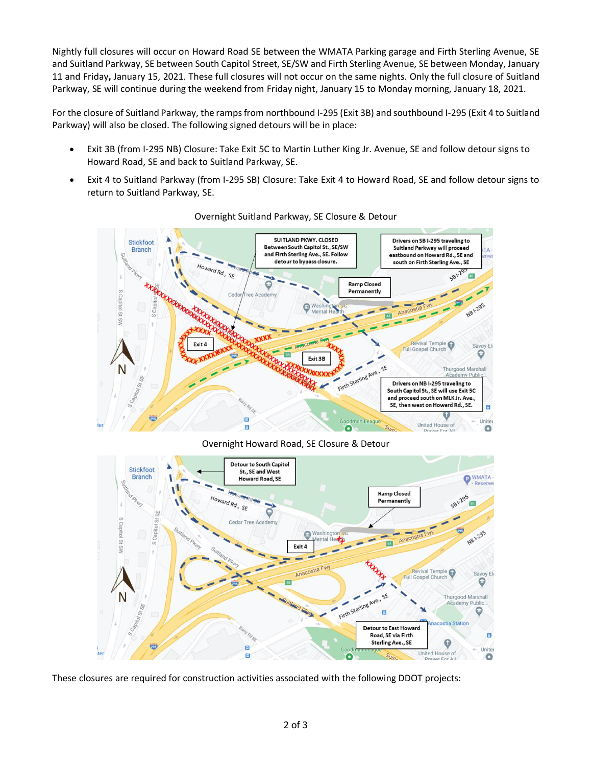Nightly full closures will occur on Howard Road SE between the WMATA Parking garage and Firth Sterling Avenue, SE and Suitland Parkway, SE between South Capitol Street, SE/SW and Firth Sterling Avenue, SE between Monday, January 11 and Friday**,** January 15, 2021. These full closures will not occur on the same nights. Only the full closure of Suitland Parkway, SE will continue during the weekend from Friday night, January 15 to Monday morning, January 18, 2021.

For the closure of Suitland Parkway, the ramps from northbound I-295 (Exit 3B) and southbound I-295 (Exit 4 to Suitland Parkway) will also be closed. The following signed detours will be in place:

- Exit 3B (from I-295 NB) Closure: Take Exit 5C to Martin Luther King Jr. Avenue, SE and follow detour signs to Howard Road, SE and back to Suitland Parkway, SE.
- Exit 4 to Suitland Parkway (from I-295 SB) Closure: Take Exit 4 to Howard Road, SE and follow detour signs to return to Suitland Parkway, SE.

Overnight Suitland Parkway, SE Closure & Detour

SUITLAND PKWY. CLOSED Between South Capitol St., SE/SW and Firth Sterling Ave., SE. Follow detour to bypass closure.

Drivers on SB I-295 traveling to Suitland Parkway will proceed eastbound on Howard Rd., SE and south on Firth Sterling Ave., SE

Ramp Closed Permanently

Drivers on NB I-295 traveling to South Capitol St., SE will use Exit 5C and proceed south on MLK Jr. Ave., SE, then west on Howard Rd., SE.

Overnight Howard Road, SE Closure & Detour

Detour to South Capitol St., SE and West Howard Road, SE

Ramp Closed Permanently

Detour to East Howard Road, SE via Firth Sterling Ave., SE

These closures are required for construction activities associated with the following DDOT projects: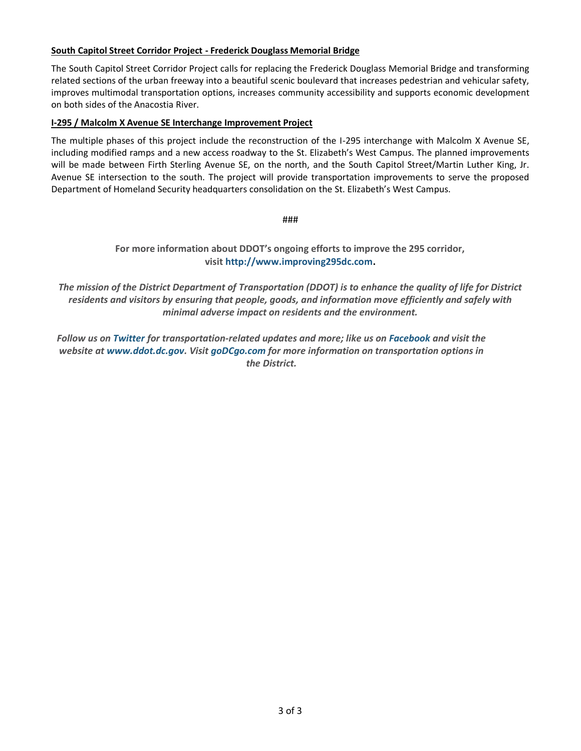**South Capitol Street Corridor Project - Frederick Douglass Memorial Bridge**

The South Capitol Street Corridor Project calls for replacing the Frederick Douglass Memorial Bridge and transforming related sections of the urban freeway into a beautiful scenic boulevard that increases pedestrian and vehicular safety, improves multimodal transportation options, increases community accessibility and supports economic development on both sides of the Anacostia River.

**I-295 / Malcolm X Avenue SE Interchange Improvement Project**

The multiple phases of this project include the reconstruction of the I-295 interchange with Malcolm X Avenue SE, including modified ramps and a new access roadway to the St. Elizabeth's West Campus. The planned improvements will be made between Firth Sterling Avenue SE, on the north, and the South Capitol Street/Martin Luther King, Jr. Avenue SE intersection to the south. The project will provide transportation improvements to serve the proposed Department of Homeland Security headquarters consolidation on the St. Elizabeth's West Campus.

###

**For more information about DDOT's ongoing efforts to improve the 295 corridor, visit http://www.improving295dc.com.**

***The mission of the District Department of Transportation (DDOT) is to enhance the quality of life for District residents and visitors by ensuring that people, goods, and information move efficiently and safely with minimal adverse impact on residents and the environment.***

***Follow us on Twitter for transportation-related updates and more; like us on Facebook and visit the website at www.ddot.dc.gov. Visit goDCgo.com for more information on transportation options in the District.***